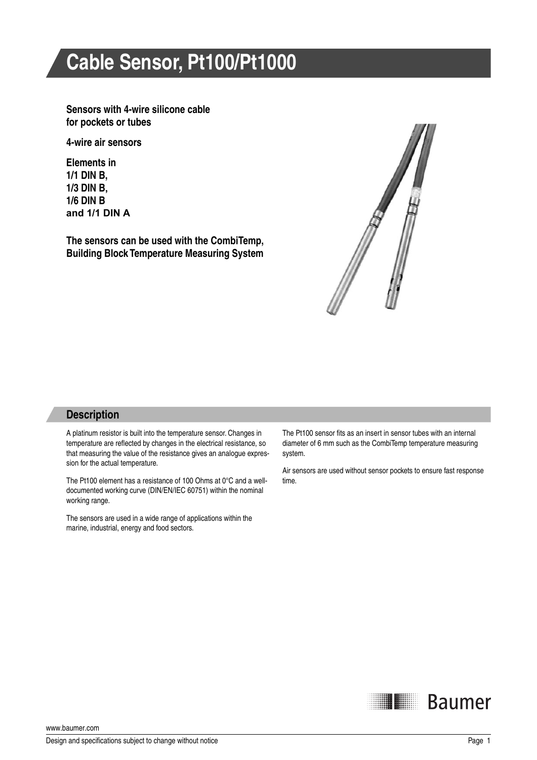# Cable Sensor, Pt100/Pt1000

**Sensors with 4-wire silicone cable for pockets or tubes**

**4-wire air sensors**

**Elements in**
**1/1 DIN B,**
**1/3 DIN B,**
**1/6 DIN B**
**and 1/1 DIN A**

**The sensors can be used with the CombiTemp, Building Block Temperature Measuring System**

## Description

A platinum resistor is built into the temperature sensor. Changes in temperature are reflected by changes in the electrical resistance, so that measuring the value of the resistance gives an analogue expression for the actual temperature.

The Pt100 element has a resistance of 100 Ohms at 0°C and a well-documented working curve (DIN/EN/IEC 60751) within the nominal working range.

The sensors are used in a wide range of applications within the marine, industrial, energy and food sectors.

The Pt100 sensor fits as an insert in sensor tubes with an internal diameter of 6 mm such as the CombiTemp temperature measuring system.

Air sensors are used without sensor pockets to ensure fast response time.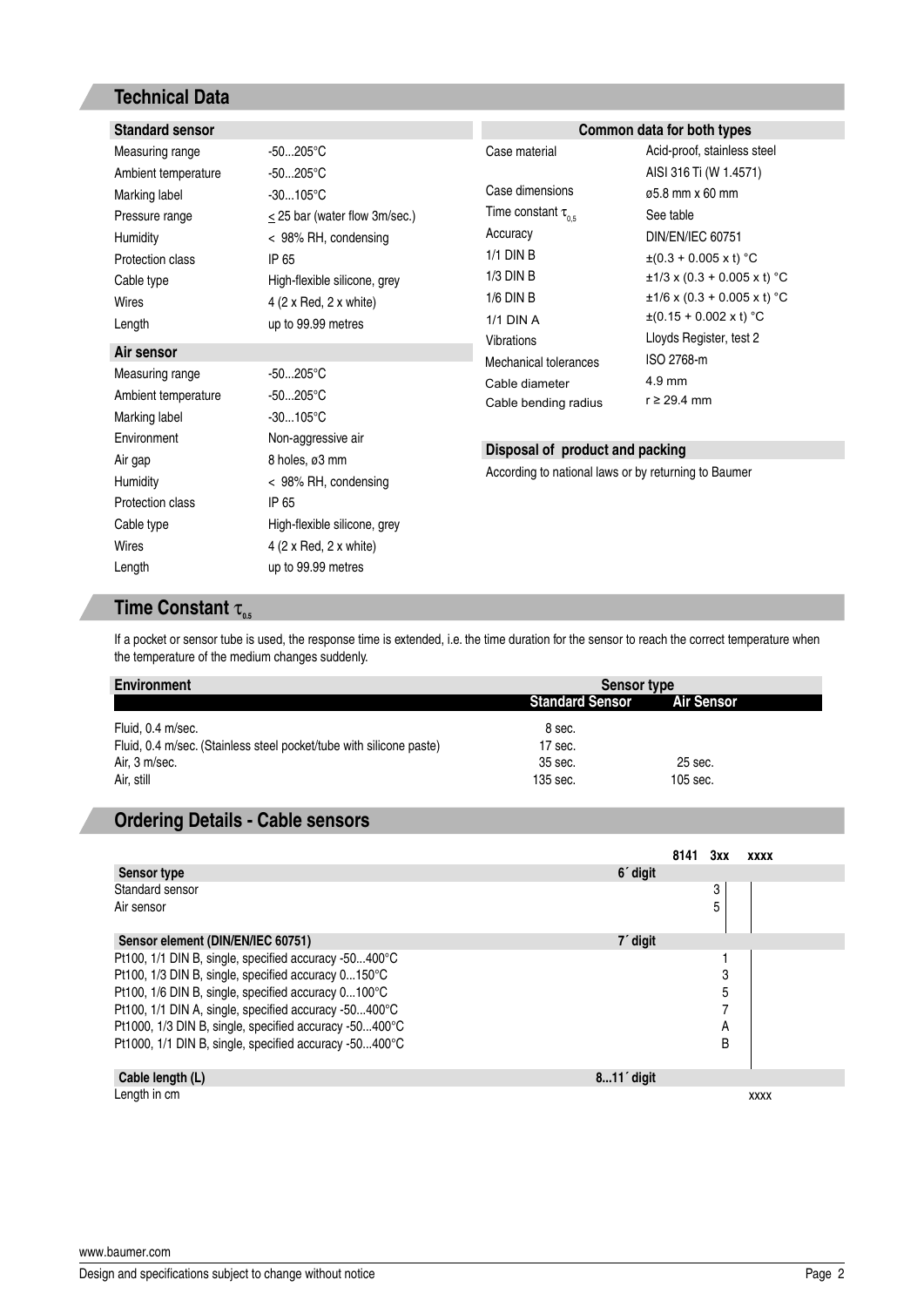## Technical Data

| Standard sensor | |
|---|---|
| Measuring range | -50...205°C |
| Ambient temperature | -50...205°C |
| Marking label | -30...105°C |
| Pressure range | ≤ 25 bar (water flow 3m/sec.) |
| Humidity | < 98% RH, condensing |
| Protection class | IP 65 |
| Cable type | High-flexible silicone, grey |
| Wires | 4 (2 x Red, 2 x white) |
| Length | up to 99.99 metres |

| Air sensor | |
|---|---|
| Measuring range | -50...205°C |
| Ambient temperature | -50...205°C |
| Marking label | -30...105°C |
| Environment | Non-aggressive air |
| Air gap | 8 holes, ø3 mm |
| Humidity | < 98% RH, condensing |
| Protection class | IP 65 |
| Cable type | High-flexible silicone, grey |
| Wires | 4 (2 x Red, 2 x white) |
| Length | up to 99.99 metres |

| Common data for both types | |
|---|---|
| Case material | Acid-proof, stainless steel AISI 316 Ti (W 1.4571) |
| Case dimensions | ø5.8 mm x 60 mm |
| Time constant $\tau_{0,5}$ | See table |
| Accuracy | DIN/EN/IEC 60751 |
| 1/1 DIN B | ±(0.3 + 0.005 x t) °C |
| 1/3 DIN B | ±1/3 x (0.3 + 0.005 x t) °C |
| 1/6 DIN B | ±1/6 x (0.3 + 0.005 x t) °C |
| 1/1 DIN A | ±(0.15 + 0.002 x t) °C |
| Vibrations | Lloyds Register, test 2 |
| Mechanical tolerances | ISO 2768-m |
| Cable diameter | 4.9 mm |
| Cable bending radius | r ≥ 29.4 mm |

**Disposal of product and packing**

According to national laws or by returning to Baumer

## Time Constant $\tau_{0.5}$

If a pocket or sensor tube is used, the response time is extended, i.e. the time duration for the sensor to reach the correct temperature when the temperature of the medium changes suddenly.

| Environment | Sensor type | |
|---|---|---|
| | Standard Sensor | Air Sensor |
| Fluid, 0.4 m/sec. | 8 sec. | |
| Fluid, 0.4 m/sec. (Stainless steel pocket/tube with silicone paste) | 17 sec. | |
| Air, 3 m/sec. | 35 sec. | 25 sec. |
| Air, still | 135 sec. | 105 sec. |

## Ordering Details - Cable sensors

**8141 3xx xxxx**

| Sensor type | 6´ digit |
|---|---|
| Standard sensor | 3 |
| Air sensor | 5 |

| Sensor element (DIN/EN/IEC 60751) | 7´ digit |
|---|---|
| Pt100, 1/1 DIN B, single, specified accuracy -50...400°C | 1 |
| Pt100, 1/3 DIN B, single, specified accuracy 0...150°C | 3 |
| Pt100, 1/6 DIN B, single, specified accuracy 0...100°C | 5 |
| Pt100, 1/1 DIN A, single, specified accuracy -50...400°C | 7 |
| Pt1000, 1/3 DIN B, single, specified accuracy -50...400°C | A |
| Pt1000, 1/1 DIN B, single, specified accuracy -50...400°C | B |

| Cable length (L) | 8...11´ digit |
|---|---|
| Length in cm | xxxx |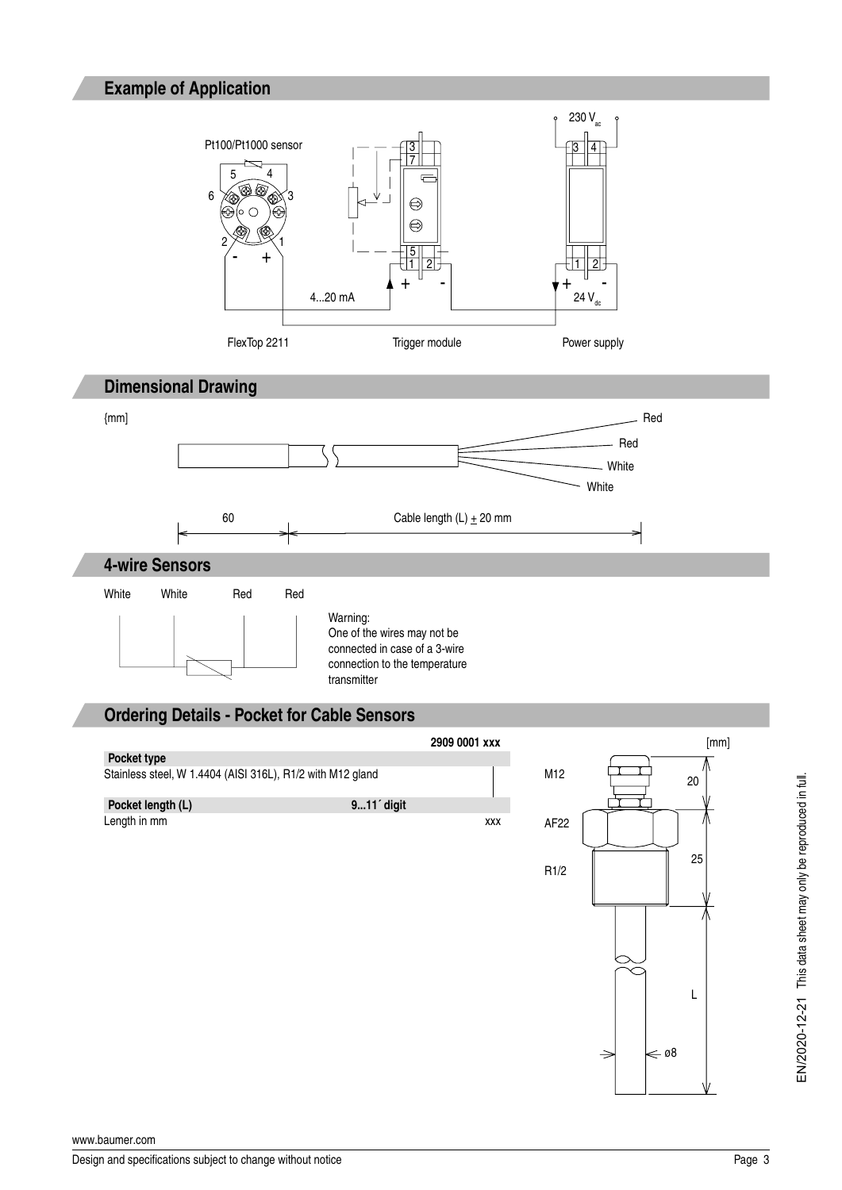## Example of Application

230 $V_{ac}$

Pt100/Pt1000 sensor

3 4

3 7

5 4

6 3

2 1

- +

5 1 2

1 2

+ -

+ -

4...20 mA

24 $V_{dc}$

FlexTop 2211

Trigger module

Power supply

## Dimensional Drawing

{mm}

Red

Red

White

White

60

Cable length (L) ± 20 mm

## 4-wire Sensors

White White Red Red

Warning:
One of the wires may not be connected in case of a 3-wire connection to the temperature transmitter

## Ordering Details - Pocket for Cable Sensors

| | 2909 0001 xxx |
|---|---|
| **Pocket type** | |
| Stainless steel, W 1.4404 (AISI 316L), R1/2 with M12 gland | |
| **Pocket length (L)** **9...11´ digit** | |
| Length in mm | xxx |

[mm]

M12

20

AF22

25

R1/2

L

ø8

EN/2020-12-21 This data sheet may only be reproduced in full.

www.baumer.com

Design and specifications subject to change without notice